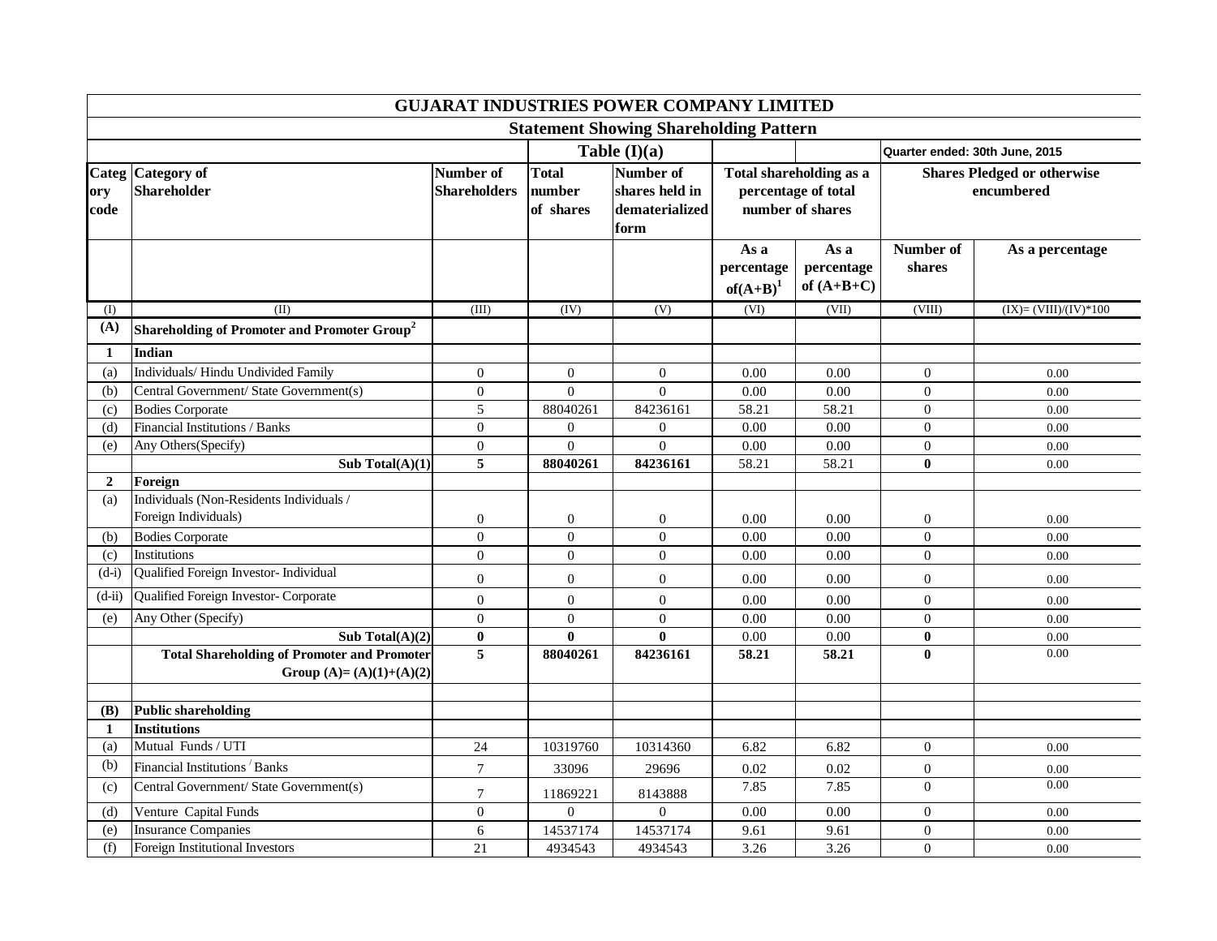# GUJARAT INDUSTRIES POWER COMPANY LIMITED

## Statement Showing Shareholding Pattern

| | | | Table (I)(a) | | | | Quarter ended: 30th June, 2015 | |
|---|---|---|---|---|---|---|---|---|
| **Category code** | **Category of Shareholder** | **Number of Shareholders** | **Total number of shares** | **Number of shares held in dematerialized form** | **Total shareholding as a percentage of total number of shares** | | **Shares Pledged or otherwise encumbered** | |
| | | | | | **As a percentage of(A+B)[1]** | **As a percentage of (A+B+C)** | **Number of shares** | **As a percentage** |
| (I) | (II) | (III) | (IV) | (V) | (VI) | (VII) | (VIII) | (IX)= (VIII)/(IV)*100 |
| **(A)** | **Shareholding of Promoter and Promoter Group[2]** | | | | | | | |
| **1** | **Indian** | | | | | | | |
| (a) | Individuals/ Hindu Undivided Family | 0 | 0 | 0 | 0.00 | 0.00 | 0 | 0.00 |
| (b) | Central Government/ State Government(s) | 0 | 0 | 0 | 0.00 | 0.00 | 0 | 0.00 |
| (c) | Bodies Corporate | 5 | 88040261 | 84236161 | 58.21 | 58.21 | 0 | 0.00 |
| (d) | Financial Institutions / Banks | 0 | 0 | 0 | 0.00 | 0.00 | 0 | 0.00 |
| (e) | Any Others(Specify) | 0 | 0 | 0 | 0.00 | 0.00 | 0 | 0.00 |
| | **Sub Total(A)(1)** | **5** | **88040261** | **84236161** | 58.21 | 58.21 | **0** | 0.00 |
| **2** | **Foreign** | | | | | | | |
| (a) | Individuals (Non-Residents Individuals / Foreign Individuals) | 0 | 0 | 0 | 0.00 | 0.00 | 0 | 0.00 |
| (b) | Bodies Corporate | 0 | 0 | 0 | 0.00 | 0.00 | 0 | 0.00 |
| (c) | Institutions | 0 | 0 | 0 | 0.00 | 0.00 | 0 | 0.00 |
| (d-i) | Qualified Foreign Investor- Individual | 0 | 0 | 0 | 0.00 | 0.00 | 0 | 0.00 |
| (d-ii) | Qualified Foreign Investor- Corporate | 0 | 0 | 0 | 0.00 | 0.00 | 0 | 0.00 |
| (e) | Any Other (Specify) | 0 | 0 | 0 | 0.00 | 0.00 | 0 | 0.00 |
| | **Sub Total(A)(2)** | **0** | **0** | **0** | 0.00 | 0.00 | **0** | 0.00 |
| | **Total Shareholding of Promoter and Promoter Group (A)= (A)(1)+(A)(2)** | **5** | **88040261** | **84236161** | **58.21** | **58.21** | **0** | 0.00 |
| | | | | | | | | |
| **(B)** | **Public shareholding** | | | | | | | |
| **1** | **Institutions** | | | | | | | |
| (a) | Mutual Funds / UTI | 24 | 10319760 | 10314360 | 6.82 | 6.82 | 0 | 0.00 |
| (b) | Financial Institutions / Banks | 7 | 33096 | 29696 | 0.02 | 0.02 | 0 | 0.00 |
| (c) | Central Government/ State Government(s) | 7 | 11869221 | 8143888 | 7.85 | 7.85 | 0 | 0.00 |
| (d) | Venture Capital Funds | 0 | 0 | 0 | 0.00 | 0.00 | 0 | 0.00 |
| (e) | Insurance Companies | 6 | 14537174 | 14537174 | 9.61 | 9.61 | 0 | 0.00 |
| (f) | Foreign Institutional Investors | 21 | 4934543 | 4934543 | 3.26 | 3.26 | 0 | 0.00 |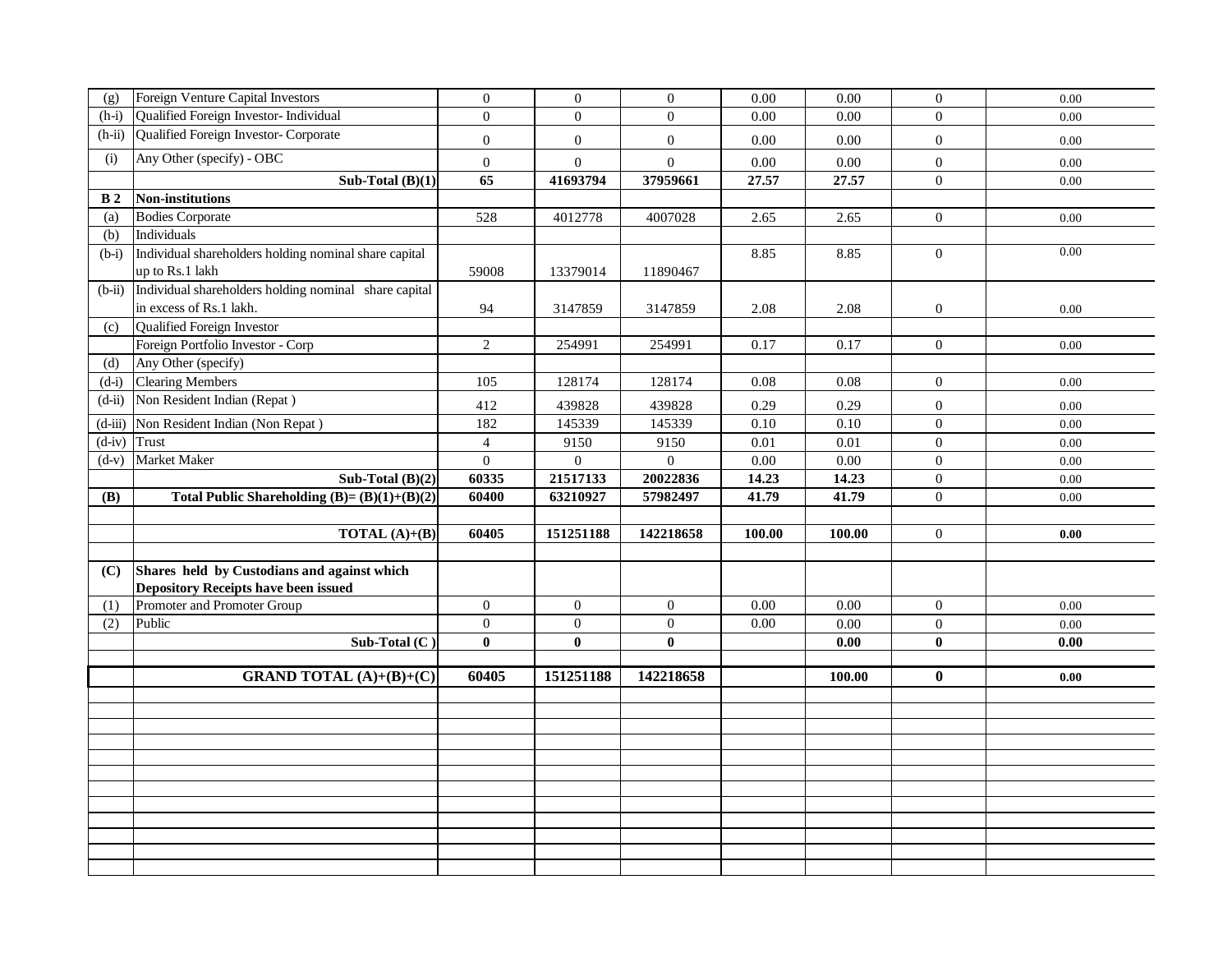| | | | | | | | | |
|---|---|---|---|---|---|---|---|---|
| (g) | Foreign Venture Capital Investors | 0 | 0 | 0 | 0.00 | 0.00 | 0 | 0.00 |
| (h-i) | Qualified Foreign Investor- Individual | 0 | 0 | 0 | 0.00 | 0.00 | 0 | 0.00 |
| (h-ii) | Qualified Foreign Investor- Corporate | 0 | 0 | 0 | 0.00 | 0.00 | 0 | 0.00 |
| (i) | Any Other (specify) - OBC | 0 | 0 | 0 | 0.00 | 0.00 | 0 | 0.00 |
| | **Sub-Total (B)(1)** | **65** | **41693794** | **37959661** | **27.57** | **27.57** | 0 | 0.00 |
| **B 2** | **Non-institutions** | | | | | | | |
| (a) | Bodies Corporate | 528 | 4012778 | 4007028 | 2.65 | 2.65 | 0 | 0.00 |
| (b) | Individuals | | | | | | | |
| (b-i) | Individual shareholders holding nominal share capital up to Rs.1 lakh | 59008 | 13379014 | 11890467 | 8.85 | 8.85 | 0 | 0.00 |
| (b-ii) | Individual shareholders holding nominal share capital in excess of Rs.1 lakh. | 94 | 3147859 | 3147859 | 2.08 | 2.08 | 0 | 0.00 |
| (c) | Qualified Foreign Investor | | | | | | | |
| | Foreign Portfolio Investor - Corp | 2 | 254991 | 254991 | 0.17 | 0.17 | 0 | 0.00 |
| (d) | Any Other (specify) | | | | | | | |
| (d-i) | Clearing Members | 105 | 128174 | 128174 | 0.08 | 0.08 | 0 | 0.00 |
| (d-ii) | Non Resident Indian (Repat ) | 412 | 439828 | 439828 | 0.29 | 0.29 | 0 | 0.00 |
| (d-iii) | Non Resident Indian (Non Repat ) | 182 | 145339 | 145339 | 0.10 | 0.10 | 0 | 0.00 |
| (d-iv) | Trust | 4 | 9150 | 9150 | 0.01 | 0.01 | 0 | 0.00 |
| (d-v) | Market Maker | 0 | 0 | 0 | 0.00 | 0.00 | 0 | 0.00 |
| | **Sub-Total (B)(2)** | **60335** | **21517133** | **20022836** | **14.23** | **14.23** | 0 | 0.00 |
| **(B)** | **Total Public Shareholding (B)= (B)(1)+(B)(2)** | **60400** | **63210927** | **57982497** | **41.79** | **41.79** | 0 | 0.00 |
| | | | | | | | | |
| | **TOTAL (A)+(B)** | **60405** | **151251188** | **142218658** | **100.00** | **100.00** | 0 | **0.00** |
| | | | | | | | | |
| **(C)** | **Shares held by Custodians and against which Depository Receipts have been issued** | | | | | | | |
| (1) | Promoter and Promoter Group | 0 | 0 | 0 | 0.00 | 0.00 | 0 | 0.00 |
| (2) | Public | 0 | 0 | 0 | 0.00 | 0.00 | 0 | 0.00 |
| | **Sub-Total (C )** | **0** | **0** | **0** | | **0.00** | **0** | **0.00** |
| | | | | | | | | |
| | **GRAND TOTAL (A)+(B)+(C)** | **60405** | **151251188** | **142218658** | | **100.00** | **0** | **0.00** |